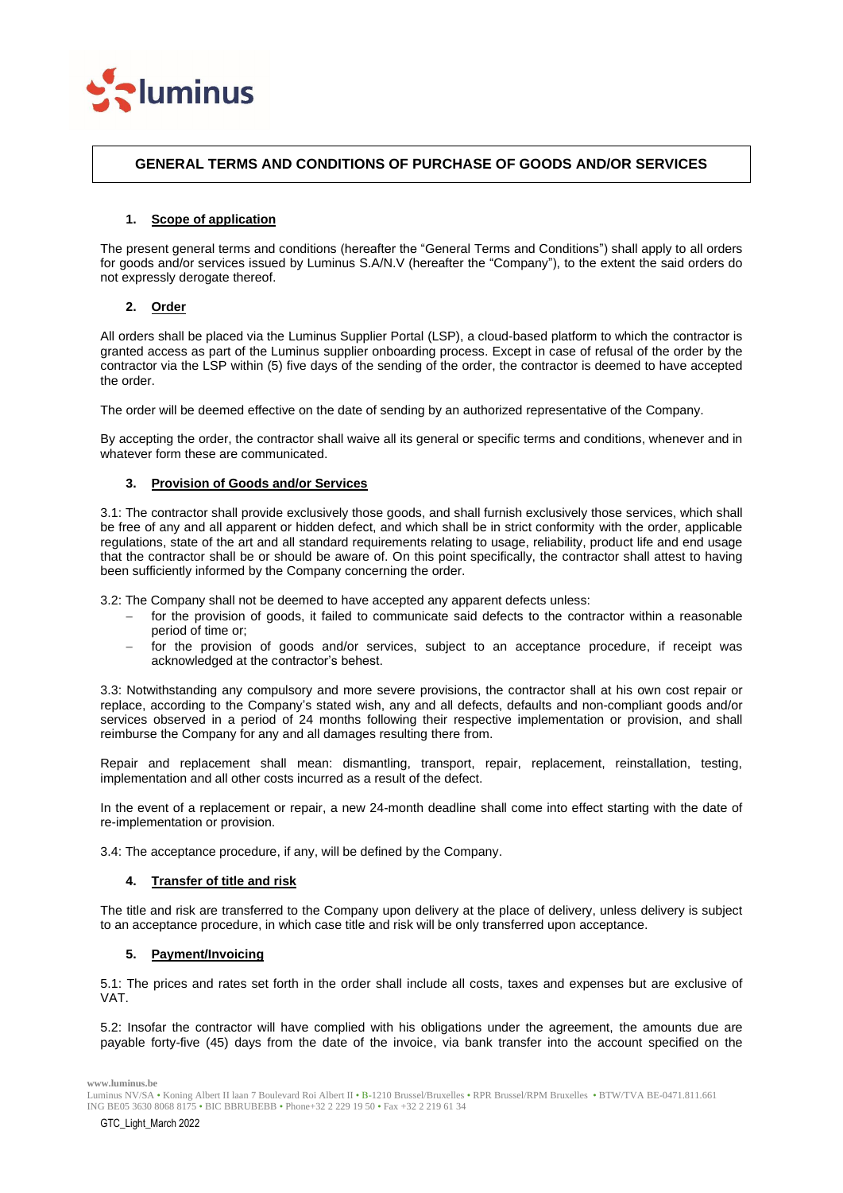# GENERAL TERMS AND CONDITIONS OF PURCHASE OF GOODS AND/OR SERVICES

## 1. Scope of application

The present general terms and conditions (hereafter the "General Terms and Conditions") shall apply to all orders for goods and/or services issued by Luminus S.A/N.V (hereafter the "Company"), to the extent the said orders do not expressly derogate thereof.

## 2. Order

All orders shall be placed via the Luminus Supplier Portal (LSP), a cloud-based platform to which the contractor is granted access as part of the Luminus supplier onboarding process. Except in case of refusal of the order by the contractor via the LSP within (5) five days of the sending of the order, the contractor is deemed to have accepted the order.

The order will be deemed effective on the date of sending by an authorized representative of the Company.

By accepting the order, the contractor shall waive all its general or specific terms and conditions, whenever and in whatever form these are communicated.

## 3. Provision of Goods and/or Services

3.1: The contractor shall provide exclusively those goods, and shall furnish exclusively those services, which shall be free of any and all apparent or hidden defect, and which shall be in strict conformity with the order, applicable regulations, state of the art and all standard requirements relating to usage, reliability, product life and end usage that the contractor shall be or should be aware of. On this point specifically, the contractor shall attest to having been sufficiently informed by the Company concerning the order.

3.2: The Company shall not be deemed to have accepted any apparent defects unless:

- for the provision of goods, it failed to communicate said defects to the contractor within a reasonable period of time or;
- for the provision of goods and/or services, subject to an acceptance procedure, if receipt was acknowledged at the contractor's behest.

3.3: Notwithstanding any compulsory and more severe provisions, the contractor shall at his own cost repair or replace, according to the Company's stated wish, any and all defects, defaults and non-compliant goods and/or services observed in a period of 24 months following their respective implementation or provision, and shall reimburse the Company for any and all damages resulting there from.

Repair and replacement shall mean: dismantling, transport, repair, replacement, reinstallation, testing, implementation and all other costs incurred as a result of the defect.

In the event of a replacement or repair, a new 24-month deadline shall come into effect starting with the date of re-implementation or provision.

3.4: The acceptance procedure, if any, will be defined by the Company.

## 4. Transfer of title and risk

The title and risk are transferred to the Company upon delivery at the place of delivery, unless delivery is subject to an acceptance procedure, in which case title and risk will be only transferred upon acceptance.

## 5. Payment/Invoicing

5.1: The prices and rates set forth in the order shall include all costs, taxes and expenses but are exclusive of VAT.

5.2: Insofar the contractor will have complied with his obligations under the agreement, the amounts due are payable forty-five (45) days from the date of the invoice, via bank transfer into the account specified on the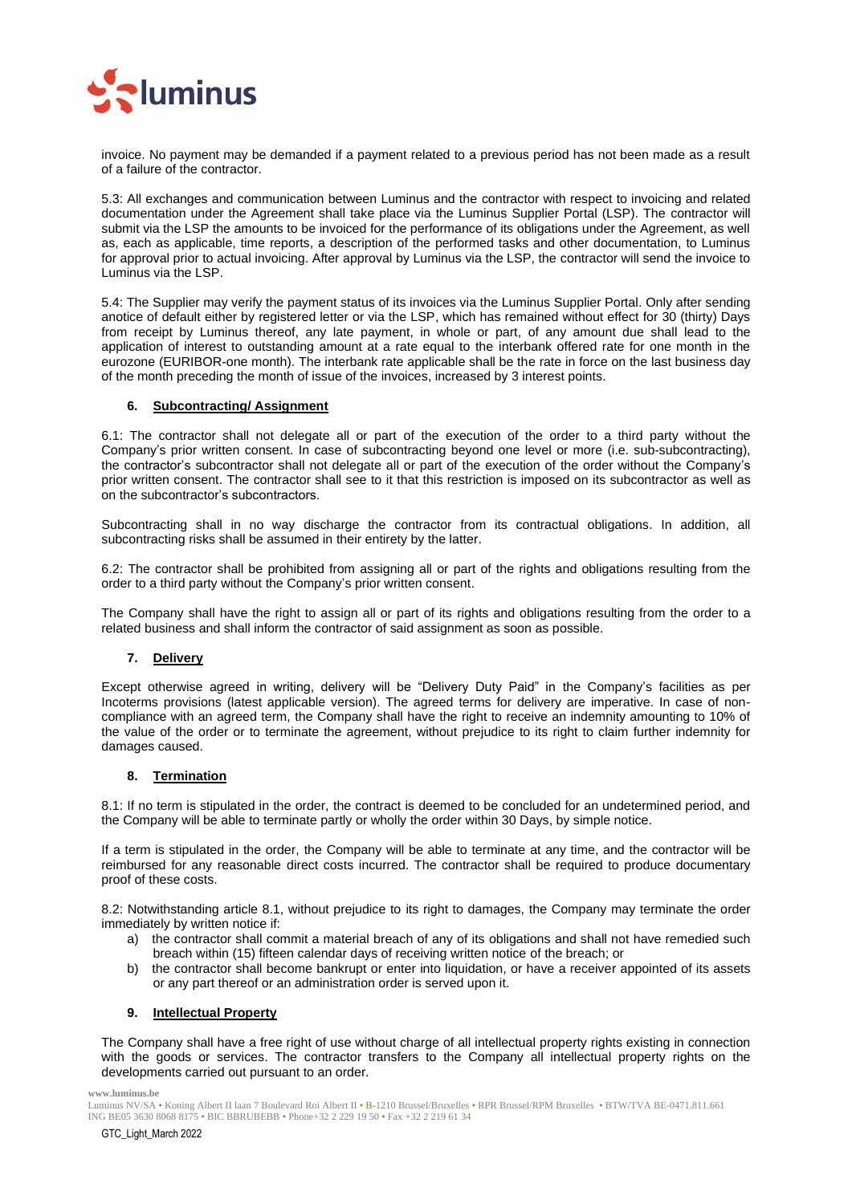invoice. No payment may be demanded if a payment related to a previous period has not been made as a result of a failure of the contractor.

5.3: All exchanges and communication between Luminus and the contractor with respect to invoicing and related documentation under the Agreement shall take place via the Luminus Supplier Portal (LSP). The contractor will submit via the LSP the amounts to be invoiced for the performance of its obligations under the Agreement, as well as, each as applicable, time reports, a description of the performed tasks and other documentation, to Luminus for approval prior to actual invoicing. After approval by Luminus via the LSP, the contractor will send the invoice to Luminus via the LSP.

5.4: The Supplier may verify the payment status of its invoices via the Luminus Supplier Portal. Only after sending anotice of default either by registered letter or via the LSP, which has remained without effect for 30 (thirty) Days from receipt by Luminus thereof, any late payment, in whole or part, of any amount due shall lead to the application of interest to outstanding amount at a rate equal to the interbank offered rate for one month in the eurozone (EURIBOR-one month). The interbank rate applicable shall be the rate in force on the last business day of the month preceding the month of issue of the invoices, increased by 3 interest points.

## 6. Subcontracting/ Assignment

6.1: The contractor shall not delegate all or part of the execution of the order to a third party without the Company's prior written consent. In case of subcontracting beyond one level or more (i.e. sub-subcontracting), the contractor's subcontractor shall not delegate all or part of the execution of the order without the Company's prior written consent. The contractor shall see to it that this restriction is imposed on its subcontractor as well as on the subcontractor's subcontractors.

Subcontracting shall in no way discharge the contractor from its contractual obligations. In addition, all subcontracting risks shall be assumed in their entirety by the latter.

6.2: The contractor shall be prohibited from assigning all or part of the rights and obligations resulting from the order to a third party without the Company's prior written consent.

The Company shall have the right to assign all or part of its rights and obligations resulting from the order to a related business and shall inform the contractor of said assignment as soon as possible.

## 7. Delivery

Except otherwise agreed in writing, delivery will be "Delivery Duty Paid" in the Company's facilities as per Incoterms provisions (latest applicable version). The agreed terms for delivery are imperative. In case of non-compliance with an agreed term, the Company shall have the right to receive an indemnity amounting to 10% of the value of the order or to terminate the agreement, without prejudice to its right to claim further indemnity for damages caused.

## 8. Termination

8.1: If no term is stipulated in the order, the contract is deemed to be concluded for an undetermined period, and the Company will be able to terminate partly or wholly the order within 30 Days, by simple notice.

If a term is stipulated in the order, the Company will be able to terminate at any time, and the contractor will be reimbursed for any reasonable direct costs incurred. The contractor shall be required to produce documentary proof of these costs.

8.2: Notwithstanding article 8.1, without prejudice to its right to damages, the Company may terminate the order immediately by written notice if:

a) the contractor shall commit a material breach of any of its obligations and shall not have remedied such breach within (15) fifteen calendar days of receiving written notice of the breach; or
b) the contractor shall become bankrupt or enter into liquidation, or have a receiver appointed of its assets or any part thereof or an administration order is served upon it.

## 9. Intellectual Property

The Company shall have a free right of use without charge of all intellectual property rights existing in connection with the goods or services. The contractor transfers to the Company all intellectual property rights on the developments carried out pursuant to an order.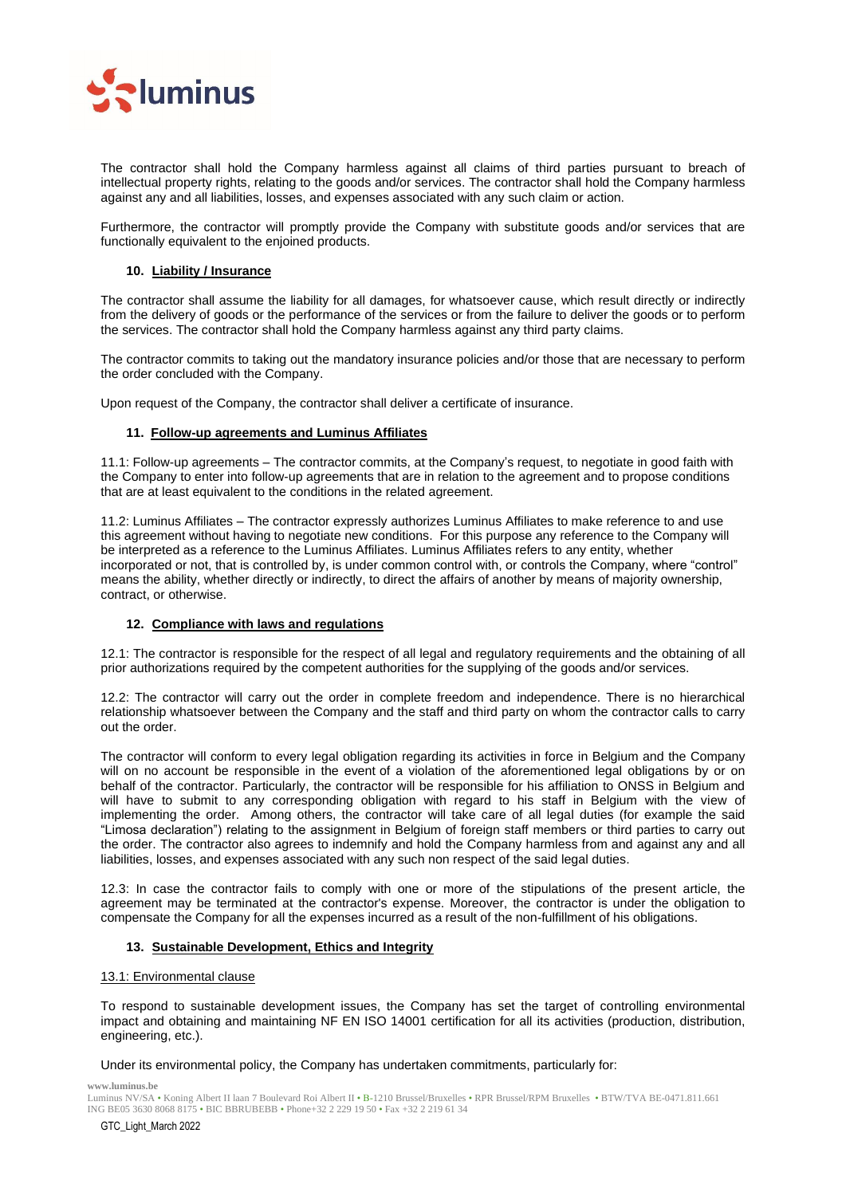The contractor shall hold the Company harmless against all claims of third parties pursuant to breach of intellectual property rights, relating to the goods and/or services. The contractor shall hold the Company harmless against any and all liabilities, losses, and expenses associated with any such claim or action.

Furthermore, the contractor will promptly provide the Company with substitute goods and/or services that are functionally equivalent to the enjoined products.

### 10. Liability / Insurance

The contractor shall assume the liability for all damages, for whatsoever cause, which result directly or indirectly from the delivery of goods or the performance of the services or from the failure to deliver the goods or to perform the services. The contractor shall hold the Company harmless against any third party claims.

The contractor commits to taking out the mandatory insurance policies and/or those that are necessary to perform the order concluded with the Company.

Upon request of the Company, the contractor shall deliver a certificate of insurance.

### 11. Follow-up agreements and Luminus Affiliates

11.1: Follow-up agreements – The contractor commits, at the Company's request, to negotiate in good faith with the Company to enter into follow-up agreements that are in relation to the agreement and to propose conditions that are at least equivalent to the conditions in the related agreement.

11.2: Luminus Affiliates – The contractor expressly authorizes Luminus Affiliates to make reference to and use this agreement without having to negotiate new conditions. For this purpose any reference to the Company will be interpreted as a reference to the Luminus Affiliates. Luminus Affiliates refers to any entity, whether incorporated or not, that is controlled by, is under common control with, or controls the Company, where "control" means the ability, whether directly or indirectly, to direct the affairs of another by means of majority ownership, contract, or otherwise.

### 12. Compliance with laws and regulations

12.1: The contractor is responsible for the respect of all legal and regulatory requirements and the obtaining of all prior authorizations required by the competent authorities for the supplying of the goods and/or services.

12.2: The contractor will carry out the order in complete freedom and independence. There is no hierarchical relationship whatsoever between the Company and the staff and third party on whom the contractor calls to carry out the order.

The contractor will conform to every legal obligation regarding its activities in force in Belgium and the Company will on no account be responsible in the event of a violation of the aforementioned legal obligations by or on behalf of the contractor. Particularly, the contractor will be responsible for his affiliation to ONSS in Belgium and will have to submit to any corresponding obligation with regard to his staff in Belgium with the view of implementing the order. Among others, the contractor will take care of all legal duties (for example the said "Limosa declaration") relating to the assignment in Belgium of foreign staff members or third parties to carry out the order. The contractor also agrees to indemnify and hold the Company harmless from and against any and all liabilities, losses, and expenses associated with any such non respect of the said legal duties.

12.3: In case the contractor fails to comply with one or more of the stipulations of the present article, the agreement may be terminated at the contractor's expense. Moreover, the contractor is under the obligation to compensate the Company for all the expenses incurred as a result of the non-fulfillment of his obligations.

### 13. Sustainable Development, Ethics and Integrity

#### 13.1: Environmental clause

To respond to sustainable development issues, the Company has set the target of controlling environmental impact and obtaining and maintaining NF EN ISO 14001 certification for all its activities (production, distribution, engineering, etc.).

Under its environmental policy, the Company has undertaken commitments, particularly for: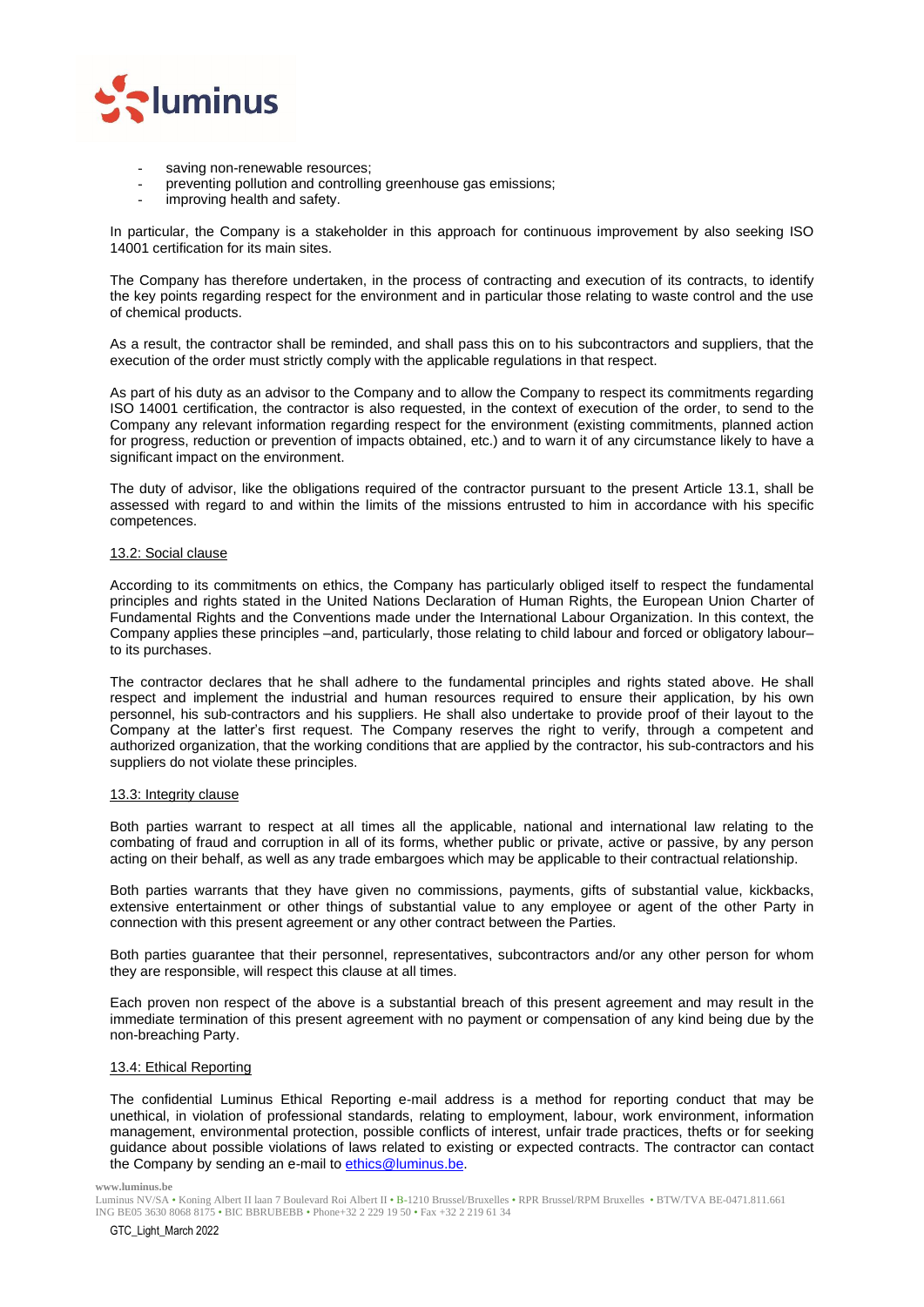- saving non-renewable resources;
- preventing pollution and controlling greenhouse gas emissions;
- improving health and safety.

In particular, the Company is a stakeholder in this approach for continuous improvement by also seeking ISO 14001 certification for its main sites.

The Company has therefore undertaken, in the process of contracting and execution of its contracts, to identify the key points regarding respect for the environment and in particular those relating to waste control and the use of chemical products.

As a result, the contractor shall be reminded, and shall pass this on to his subcontractors and suppliers, that the execution of the order must strictly comply with the applicable regulations in that respect.

As part of his duty as an advisor to the Company and to allow the Company to respect its commitments regarding ISO 14001 certification, the contractor is also requested, in the context of execution of the order, to send to the Company any relevant information regarding respect for the environment (existing commitments, planned action for progress, reduction or prevention of impacts obtained, etc.) and to warn it of any circumstance likely to have a significant impact on the environment.

The duty of advisor, like the obligations required of the contractor pursuant to the present Article 13.1, shall be assessed with regard to and within the limits of the missions entrusted to him in accordance with his specific competences.

#### 13.2: Social clause

According to its commitments on ethics, the Company has particularly obliged itself to respect the fundamental principles and rights stated in the United Nations Declaration of Human Rights, the European Union Charter of Fundamental Rights and the Conventions made under the International Labour Organization. In this context, the Company applies these principles –and, particularly, those relating to child labour and forced or obligatory labour– to its purchases.

The contractor declares that he shall adhere to the fundamental principles and rights stated above. He shall respect and implement the industrial and human resources required to ensure their application, by his own personnel, his sub-contractors and his suppliers. He shall also undertake to provide proof of their layout to the Company at the latter's first request. The Company reserves the right to verify, through a competent and authorized organization, that the working conditions that are applied by the contractor, his sub-contractors and his suppliers do not violate these principles.

#### 13.3: Integrity clause

Both parties warrant to respect at all times all the applicable, national and international law relating to the combating of fraud and corruption in all of its forms, whether public or private, active or passive, by any person acting on their behalf, as well as any trade embargoes which may be applicable to their contractual relationship.

Both parties warrants that they have given no commissions, payments, gifts of substantial value, kickbacks, extensive entertainment or other things of substantial value to any employee or agent of the other Party in connection with this present agreement or any other contract between the Parties.

Both parties guarantee that their personnel, representatives, subcontractors and/or any other person for whom they are responsible, will respect this clause at all times.

Each proven non respect of the above is a substantial breach of this present agreement and may result in the immediate termination of this present agreement with no payment or compensation of any kind being due by the non-breaching Party.

#### 13.4: Ethical Reporting

The confidential Luminus Ethical Reporting e-mail address is a method for reporting conduct that may be unethical, in violation of professional standards, relating to employment, labour, work environment, information management, environmental protection, possible conflicts of interest, unfair trade practices, thefts or for seeking guidance about possible violations of laws related to existing or expected contracts. The contractor can contact the Company by sending an e-mail to ethics@luminus.be.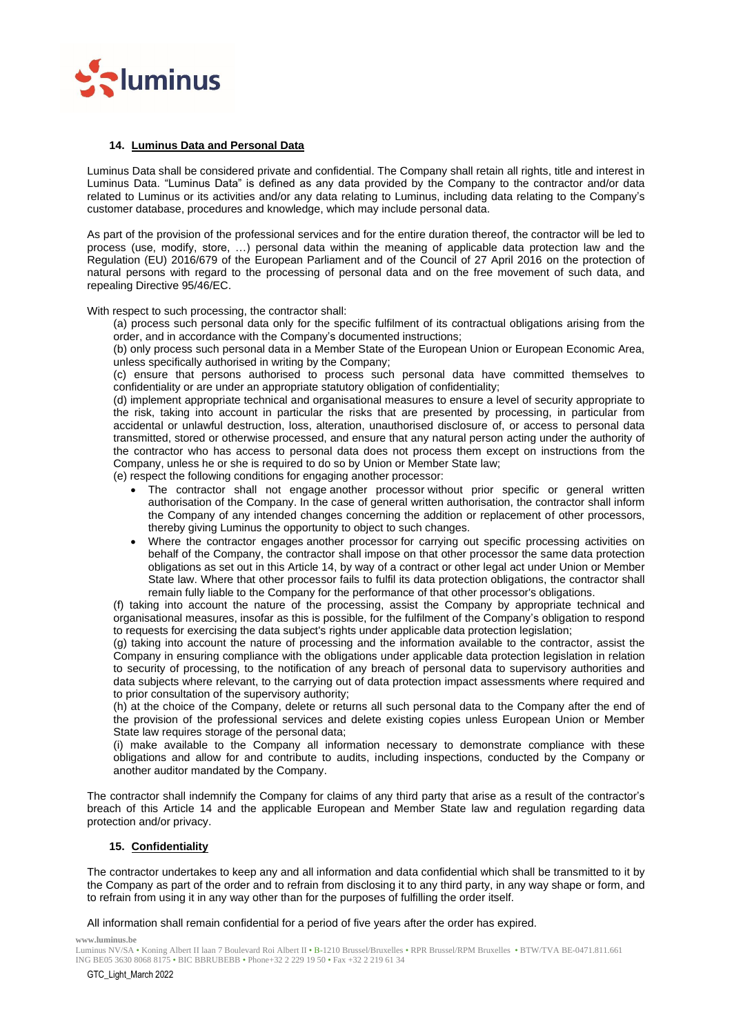## 14. Luminus Data and Personal Data

Luminus Data shall be considered private and confidential. The Company shall retain all rights, title and interest in Luminus Data. "Luminus Data" is defined as any data provided by the Company to the contractor and/or data related to Luminus or its activities and/or any data relating to Luminus, including data relating to the Company's customer database, procedures and knowledge, which may include personal data.

As part of the provision of the professional services and for the entire duration thereof, the contractor will be led to process (use, modify, store, …) personal data within the meaning of applicable data protection law and the Regulation (EU) 2016/679 of the European Parliament and of the Council of 27 April 2016 on the protection of natural persons with regard to the processing of personal data and on the free movement of such data, and repealing Directive 95/46/EC.

With respect to such processing, the contractor shall:

(a) process such personal data only for the specific fulfilment of its contractual obligations arising from the order, and in accordance with the Company's documented instructions;

(b) only process such personal data in a Member State of the European Union or European Economic Area, unless specifically authorised in writing by the Company;

(c) ensure that persons authorised to process such personal data have committed themselves to confidentiality or are under an appropriate statutory obligation of confidentiality;

(d) implement appropriate technical and organisational measures to ensure a level of security appropriate to the risk, taking into account in particular the risks that are presented by processing, in particular from accidental or unlawful destruction, loss, alteration, unauthorised disclosure of, or access to personal data transmitted, stored or otherwise processed, and ensure that any natural person acting under the authority of the contractor who has access to personal data does not process them except on instructions from the Company, unless he or she is required to do so by Union or Member State law;

(e) respect the following conditions for engaging another processor:

- The contractor shall not engage another processor without prior specific or general written authorisation of the Company. In the case of general written authorisation, the contractor shall inform the Company of any intended changes concerning the addition or replacement of other processors, thereby giving Luminus the opportunity to object to such changes.
- Where the contractor engages another processor for carrying out specific processing activities on behalf of the Company, the contractor shall impose on that other processor the same data protection obligations as set out in this Article 14, by way of a contract or other legal act under Union or Member State law. Where that other processor fails to fulfil its data protection obligations, the contractor shall remain fully liable to the Company for the performance of that other processor's obligations.

(f) taking into account the nature of the processing, assist the Company by appropriate technical and organisational measures, insofar as this is possible, for the fulfilment of the Company's obligation to respond to requests for exercising the data subject's rights under applicable data protection legislation;

(g) taking into account the nature of processing and the information available to the contractor, assist the Company in ensuring compliance with the obligations under applicable data protection legislation in relation to security of processing, to the notification of any breach of personal data to supervisory authorities and data subjects where relevant, to the carrying out of data protection impact assessments where required and to prior consultation of the supervisory authority;

(h) at the choice of the Company, delete or returns all such personal data to the Company after the end of the provision of the professional services and delete existing copies unless European Union or Member State law requires storage of the personal data;

(i) make available to the Company all information necessary to demonstrate compliance with these obligations and allow for and contribute to audits, including inspections, conducted by the Company or another auditor mandated by the Company.

The contractor shall indemnify the Company for claims of any third party that arise as a result of the contractor's breach of this Article 14 and the applicable European and Member State law and regulation regarding data protection and/or privacy.

## 15. Confidentiality

The contractor undertakes to keep any and all information and data confidential which shall be transmitted to it by the Company as part of the order and to refrain from disclosing it to any third party, in any way shape or form, and to refrain from using it in any way other than for the purposes of fulfilling the order itself.

All information shall remain confidential for a period of five years after the order has expired.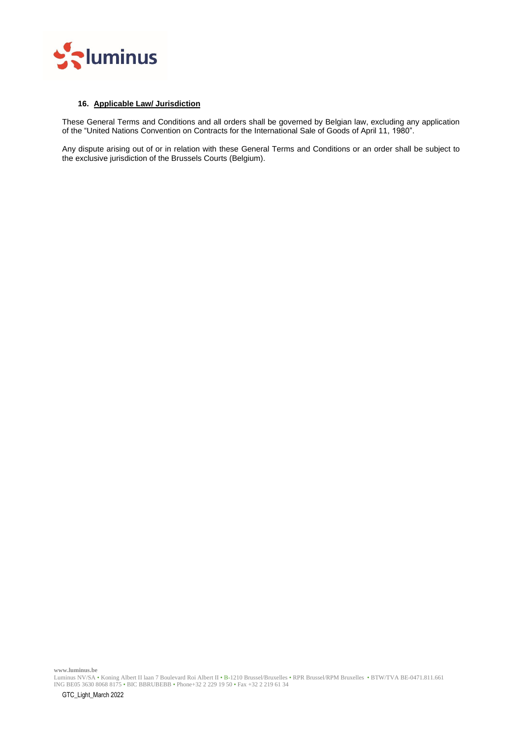## 16. Applicable Law/ Jurisdiction

These General Terms and Conditions and all orders shall be governed by Belgian law, excluding any application of the "United Nations Convention on Contracts for the International Sale of Goods of April 11, 1980".

Any dispute arising out of or in relation with these General Terms and Conditions or an order shall be subject to the exclusive jurisdiction of the Brussels Courts (Belgium).